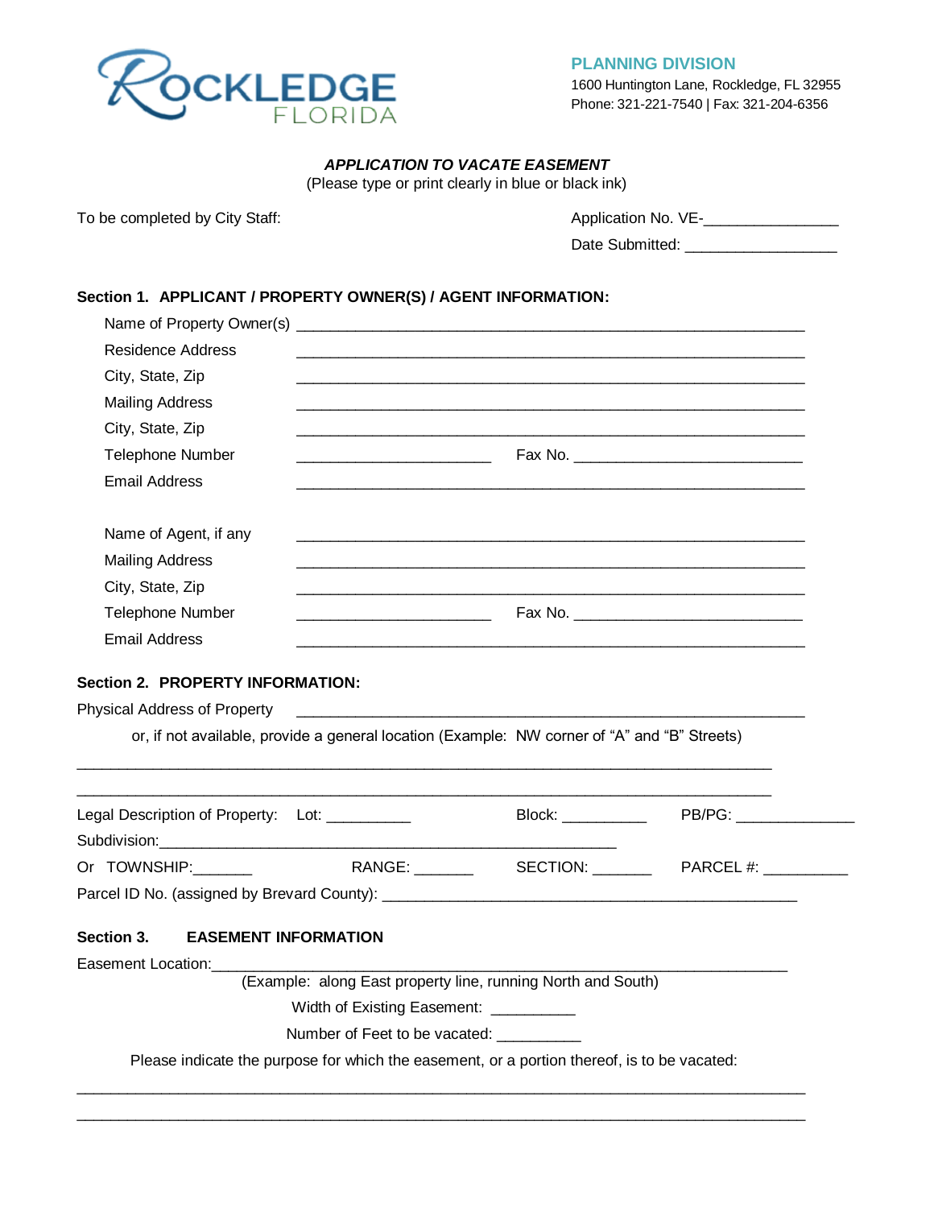ROCKLEDGE FLORIDA

**PLANNING DIVISION**
1600 Huntington Lane, Rockledge, FL 32955
Phone: 321-221-7540 | Fax: 321-204-6356

## *APPLICATION TO VACATE EASEMENT*

(Please type or print clearly in blue or black ink)

To be completed by City Staff:

Application No. VE-_______________

Date Submitted: _________________

### Section 1. APPLICANT / PROPERTY OWNER(S) / AGENT INFORMATION:

Name of Property Owner(s) ____________________________________________________________

Residence Address ____________________________________________________________

City, State, Zip ____________________________________________________________

Mailing Address ____________________________________________________________

City, State, Zip ____________________________________________________________

Telephone Number ______________________ Fax No. __________________________

Email Address ____________________________________________________________

Name of Agent, if any ____________________________________________________________

Mailing Address ____________________________________________________________

City, State, Zip ____________________________________________________________

Telephone Number ______________________ Fax No. __________________________

Email Address ____________________________________________________________

### Section 2. PROPERTY INFORMATION:

Physical Address of Property ____________________________________________________________

or, if not available, provide a general location (Example: NW corner of "A" and "B" Streets)

____________________________________________________________________________________

____________________________________________________________________________________

Legal Description of Property: Lot: __________ Block: __________ PB/PG: _____________

Subdivision:______________________________________________________

Or TOWNSHIP:_______ RANGE: _______ SECTION: _______ PARCEL #: __________

Parcel ID No. (assigned by Brevard County): _________________________________________________

### Section 3. EASEMENT INFORMATION

Easement Location:____________________________________________________________________

(Example: along East property line, running North and South)

Width of Existing Easement: __________

Number of Feet to be vacated: __________

Please indicate the purpose for which the easement, or a portion thereof, is to be vacated:

____________________________________________________________________________________

____________________________________________________________________________________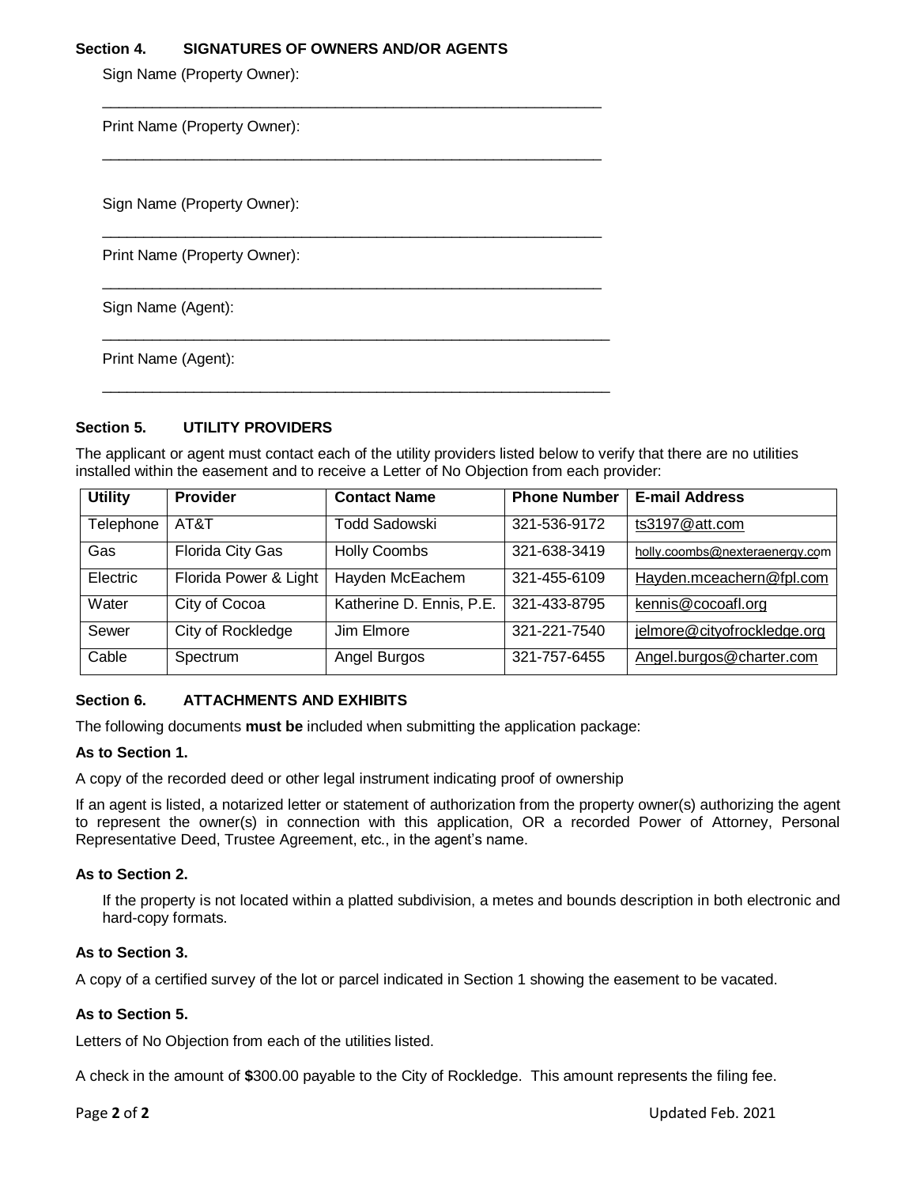### Section 4. SIGNATURES OF OWNERS AND/OR AGENTS

Sign Name (Property Owner):

_______________________________________________________________

Print Name (Property Owner):

_______________________________________________________________

Sign Name (Property Owner):

_______________________________________________________________

Print Name (Property Owner):

_______________________________________________________________

Sign Name (Agent):

_______________________________________________________________

Print Name (Agent):

_______________________________________________________________

### Section 5. UTILITY PROVIDERS

The applicant or agent must contact each of the utility providers listed below to verify that there are no utilities installed within the easement and to receive a Letter of No Objection from each provider:

| Utility | Provider | Contact Name | Phone Number | E-mail Address |
|---|---|---|---|---|
| Telephone | AT&T | Todd Sadowski | 321-536-9172 | ts3197@att.com |
| Gas | Florida City Gas | Holly Coombs | 321-638-3419 | holly.coombs@nexteraenergy.com |
| Electric | Florida Power & Light | Hayden McEachem | 321-455-6109 | Hayden.mceachern@fpl.com |
| Water | City of Cocoa | Katherine D. Ennis, P.E. | 321-433-8795 | kennis@cocoafl.org |
| Sewer | City of Rockledge | Jim Elmore | 321-221-7540 | jelmore@cityofrockledge.org |
| Cable | Spectrum | Angel Burgos | 321-757-6455 | Angel.burgos@charter.com |

### Section 6. ATTACHMENTS AND EXHIBITS

The following documents **must be** included when submitting the application package:

**As to Section 1.**

A copy of the recorded deed or other legal instrument indicating proof of ownership

If an agent is listed, a notarized letter or statement of authorization from the property owner(s) authorizing the agent to represent the owner(s) in connection with this application, OR a recorded Power of Attorney, Personal Representative Deed, Trustee Agreement, etc., in the agent's name.

**As to Section 2.**

If the property is not located within a platted subdivision, a metes and bounds description in both electronic and hard-copy formats.

**As to Section 3.**

A copy of a certified survey of the lot or parcel indicated in Section 1 showing the easement to be vacated.

**As to Section 5.**

Letters of No Objection from each of the utilities listed.

A check in the amount of **$**300.00 payable to the City of Rockledge. This amount represents the filing fee.

Updated Feb. 2021